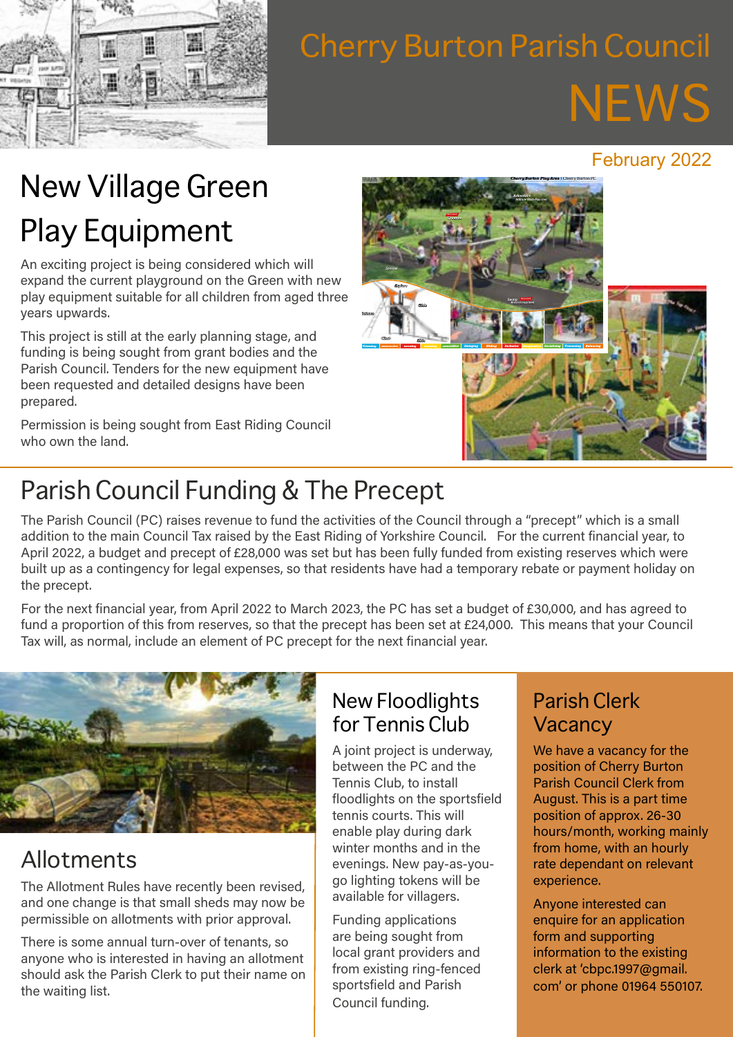# Cherry Burton Parish Council NEWS

February 2022

## New Village Green Play Equipment

An exciting project is being considered which will expand the current playground on the Green with new play equipment suitable for all children from aged three years upwards.

This project is still at the early planning stage, and funding is being sought from grant bodies and the Parish Council. Tenders for the new equipment have been requested and detailed designs have been prepared.

Permission is being sought from East Riding Council who own the land.

## Parish Council Funding & The Precept

The Parish Council (PC) raises revenue to fund the activities of the Council through a "precept" which is a small addition to the main Council Tax raised by the East Riding of Yorkshire Council. For the current financial year, to April 2022, a budget and precept of £28,000 was set but has been fully funded from existing reserves which were built up as a contingency for legal expenses, so that residents have had a temporary rebate or payment holiday on the precept.

For the next financial year, from April 2022 to March 2023, the PC has set a budget of £30,000, and has agreed to fund a proportion of this from reserves, so that the precept has been set at £24,000. This means that your Council Tax will, as normal, include an element of PC precept for the next financial year.

## Allotments

The Allotment Rules have recently been revised, and one change is that small sheds may now be permissible on allotments with prior approval.

There is some annual turn-over of tenants, so anyone who is interested in having an allotment should ask the Parish Clerk to put their name on the waiting list.

## New Floodlights for Tennis Club

A joint project is underway, between the PC and the Tennis Club, to install floodlights on the sportsfield tennis courts. This will enable play during dark winter months and in the evenings. New pay-as-you-go lighting tokens will be available for villagers.

Funding applications are being sought from local grant providers and from existing ring-fenced sportsfield and Parish Council funding.

## Parish Clerk Vacancy

We have a vacancy for the position of Cherry Burton Parish Council Clerk from August. This is a part time position of approx. 26-30 hours/month, working mainly from home, with an hourly rate dependant on relevant experience.

Anyone interested can enquire for an application form and supporting information to the existing clerk at 'cbpc.1997@gmail.com' or phone 01964 550107.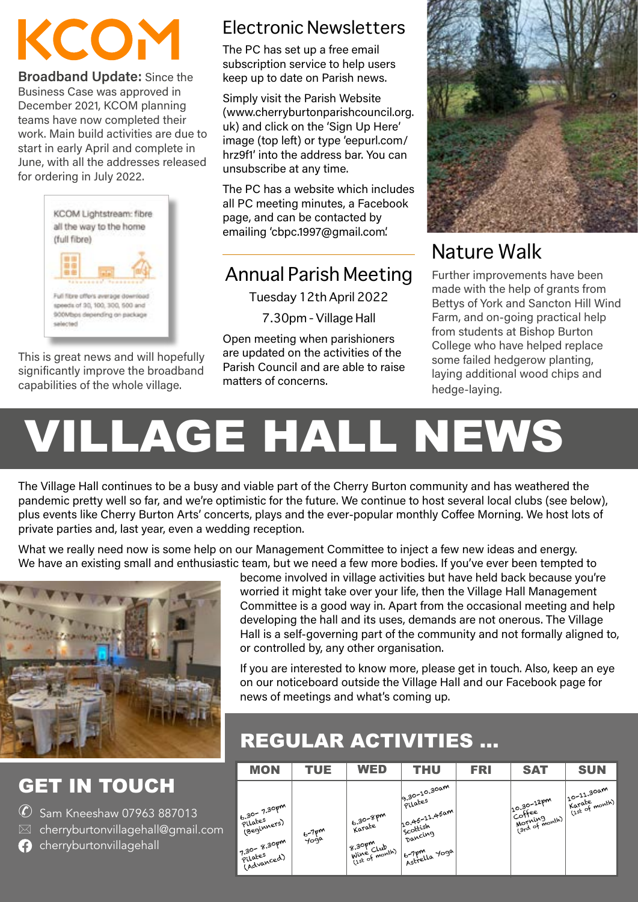# KCOM

**Broadband Update:** Since the Business Case was approved in December 2021, KCOM planning teams have now completed their work. Main build activities are due to start in early April and complete in June, with all the addresses released for ordering in July 2022.

KCOM Lightstream: fibre all the way to the home (full fibre)

Full fibre offers average download speeds of 30, 100, 300, 500 and 900Mbps depending on package selected

This is great news and will hopefully significantly improve the broadband capabilities of the whole village.

## Electronic Newsletters

The PC has set up a free email subscription service to help users keep up to date on Parish news.

Simply visit the Parish Website (www.cherryburtonparishcouncil.org.uk) and click on the 'Sign Up Here' image (top left) or type 'eepurl.com/hrz9f1' into the address bar. You can unsubscribe at any time.

The PC has a website which includes all PC meeting minutes, a Facebook page, and can be contacted by emailing 'cbpc.1997@gmail.com'.

## Annual Parish Meeting

Tuesday 12th April 2022

7.30pm - Village Hall

Open meeting when parishioners are updated on the activities of the Parish Council and are able to raise matters of concerns.

## Nature Walk

Further improvements have been made with the help of grants from Bettys of York and Sancton Hill Wind Farm, and on-going practical help from students at Bishop Burton College who have helped replace some failed hedgerow planting, laying additional wood chips and hedge-laying.

# VILLAGE HALL NEWS

The Village Hall continues to be a busy and viable part of the Cherry Burton community and has weathered the pandemic pretty well so far, and we're optimistic for the future. We continue to host several local clubs (see below), plus events like Cherry Burton Arts' concerts, plays and the ever-popular monthly Coffee Morning. We host lots of private parties and, last year, even a wedding reception.

What we really need now is some help on our Management Committee to inject a few new ideas and energy. We have an existing small and enthusiastic team, but we need a few more bodies. If you've ever been tempted to become involved in village activities but have held back because you're worried it might take over your life, then the Village Hall Management Committee is a good way in. Apart from the occasional meeting and help developing the hall and its uses, demands are not onerous. The Village Hall is a self-governing part of the community and not formally aligned to, or controlled by, any other organisation.

If you are interested to know more, please get in touch. Also, keep an eye on our noticeboard outside the Village Hall and our Facebook page for news of meetings and what's coming up.

## GET IN TOUCH

Sam Kneeshaw 07963 887013

cherryburtonvillagehall@gmail.com

cherryburtonvillagehall

## REGULAR ACTIVITIES ...

| MON | TUE | WED | THU | FRI | SAT | SUN |
|---|---|---|---|---|---|---|
| 6.30-7.30pm Pilates (Beginners)<br>7.30-8.30pm Pilates (Advanced) | 6-7pm Yoga | 6.30-8pm Karate<br>8.30pm Wine Club (1st of month) | 9.30-10.30am Pilates<br>10.45-11.45am Scottish Dancing<br>6-7pm Astrella Yoga | | 10.30-12pm Coffee Morning (3rd of month) | 10-11.30am Karate (1st of month) |